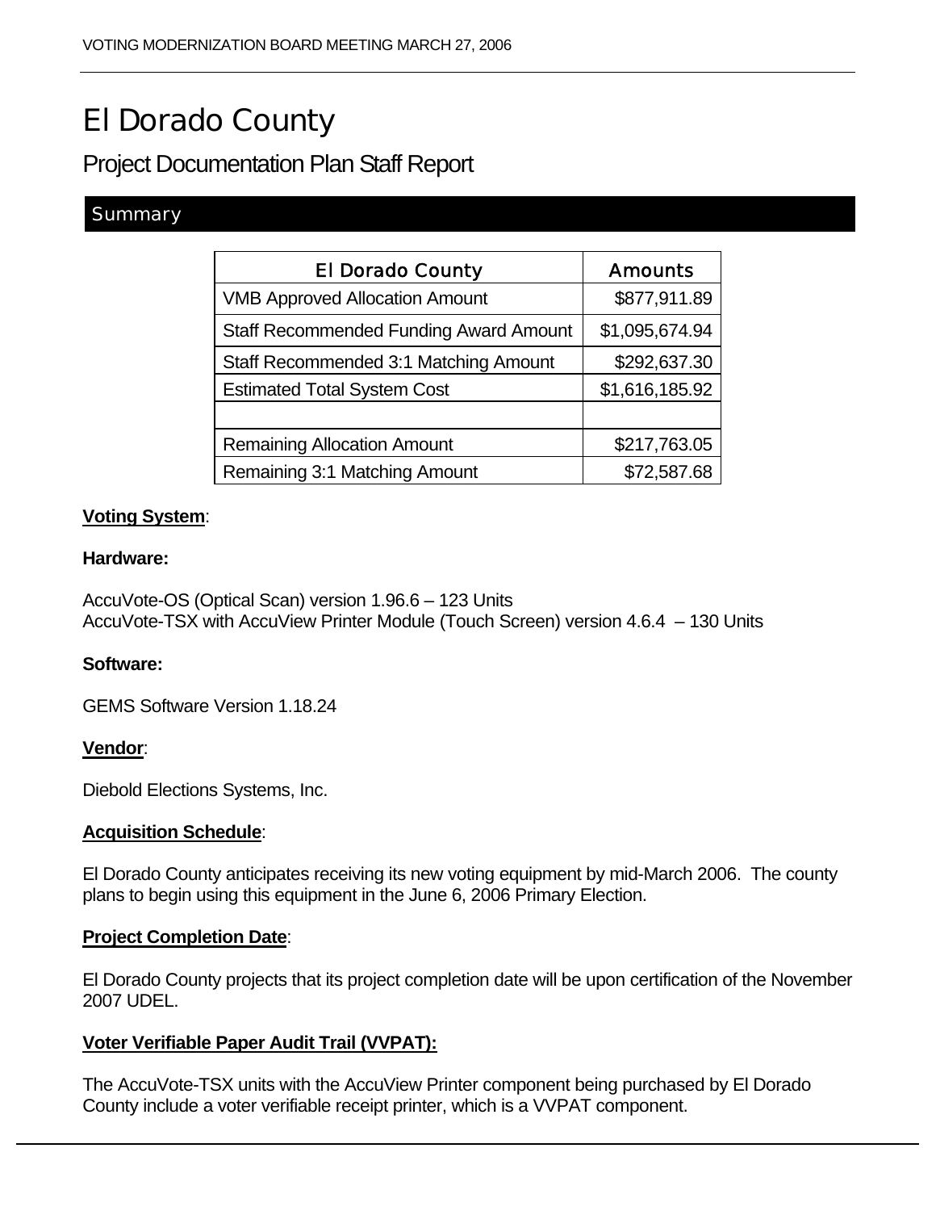# El Dorado County

## Project Documentation Plan Staff Report

### Summary

| El Dorado County | Amounts |
|---|---|
| VMB Approved Allocation Amount | $877,911.89 |
| Staff Recommended Funding Award Amount | $1,095,674.94 |
| Staff Recommended 3:1 Matching Amount | $292,637.30 |
| Estimated Total System Cost | $1,616,185.92 |
| | |
| Remaining Allocation Amount | $217,763.05 |
| Remaining 3:1 Matching Amount | $72,587.68 |

**Voting System**:

**Hardware:**

AccuVote-OS (Optical Scan) version 1.96.6 – 123 Units
AccuVote-TSX with AccuView Printer Module (Touch Screen) version 4.6.4 – 130 Units

**Software:**

GEMS Software Version 1.18.24

**Vendor**:

Diebold Elections Systems, Inc.

**Acquisition Schedule**:

El Dorado County anticipates receiving its new voting equipment by mid-March 2006. The county plans to begin using this equipment in the June 6, 2006 Primary Election.

**Project Completion Date**:

El Dorado County projects that its project completion date will be upon certification of the November 2007 UDEL.

**Voter Verifiable Paper Audit Trail (VVPAT):**

The AccuVote-TSX units with the AccuView Printer component being purchased by El Dorado County include a voter verifiable receipt printer, which is a VVPAT component.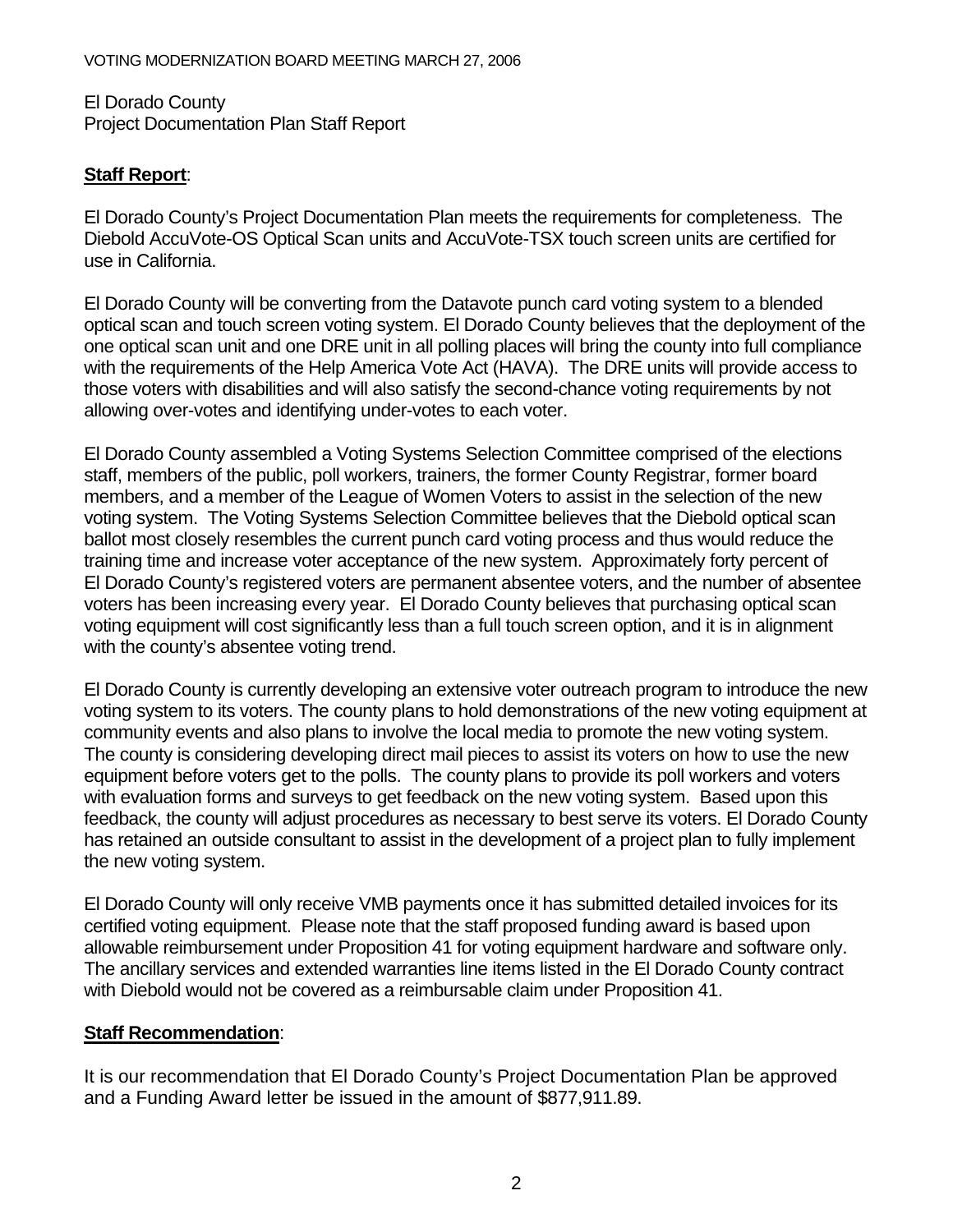El Dorado County
Project Documentation Plan Staff Report

**Staff Report**:

El Dorado County's Project Documentation Plan meets the requirements for completeness. The Diebold AccuVote-OS Optical Scan units and AccuVote-TSX touch screen units are certified for use in California.

El Dorado County will be converting from the Datavote punch card voting system to a blended optical scan and touch screen voting system. El Dorado County believes that the deployment of the one optical scan unit and one DRE unit in all polling places will bring the county into full compliance with the requirements of the Help America Vote Act (HAVA). The DRE units will provide access to those voters with disabilities and will also satisfy the second-chance voting requirements by not allowing over-votes and identifying under-votes to each voter.

El Dorado County assembled a Voting Systems Selection Committee comprised of the elections staff, members of the public, poll workers, trainers, the former County Registrar, former board members, and a member of the League of Women Voters to assist in the selection of the new voting system. The Voting Systems Selection Committee believes that the Diebold optical scan ballot most closely resembles the current punch card voting process and thus would reduce the training time and increase voter acceptance of the new system. Approximately forty percent of El Dorado County's registered voters are permanent absentee voters, and the number of absentee voters has been increasing every year. El Dorado County believes that purchasing optical scan voting equipment will cost significantly less than a full touch screen option, and it is in alignment with the county's absentee voting trend.

El Dorado County is currently developing an extensive voter outreach program to introduce the new voting system to its voters. The county plans to hold demonstrations of the new voting equipment at community events and also plans to involve the local media to promote the new voting system. The county is considering developing direct mail pieces to assist its voters on how to use the new equipment before voters get to the polls. The county plans to provide its poll workers and voters with evaluation forms and surveys to get feedback on the new voting system. Based upon this feedback, the county will adjust procedures as necessary to best serve its voters. El Dorado County has retained an outside consultant to assist in the development of a project plan to fully implement the new voting system.

El Dorado County will only receive VMB payments once it has submitted detailed invoices for its certified voting equipment. Please note that the staff proposed funding award is based upon allowable reimbursement under Proposition 41 for voting equipment hardware and software only. The ancillary services and extended warranties line items listed in the El Dorado County contract with Diebold would not be covered as a reimbursable claim under Proposition 41.

**Staff Recommendation**:

It is our recommendation that El Dorado County's Project Documentation Plan be approved and a Funding Award letter be issued in the amount of $877,911.89.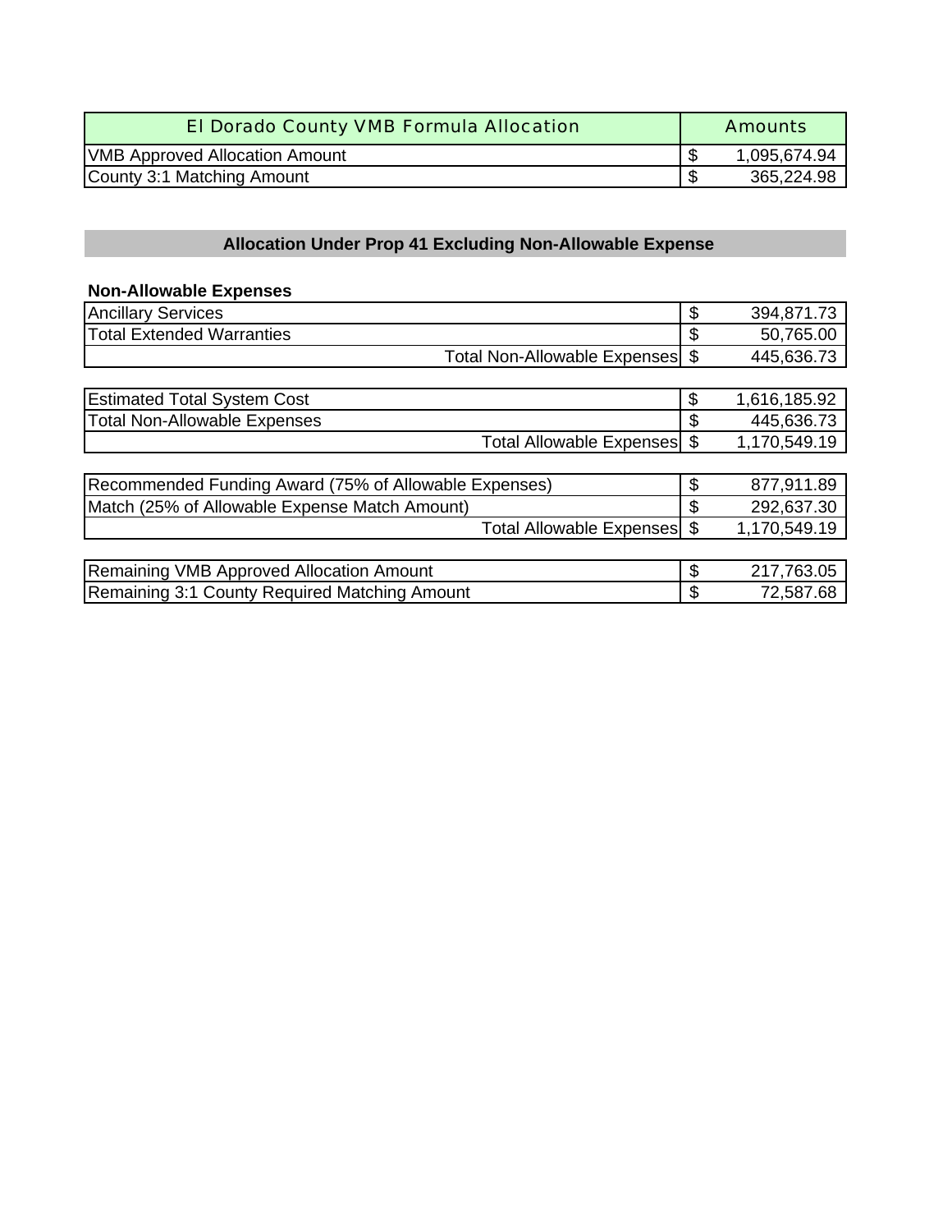| El Dorado County VMB Formula Allocation | Amounts |
|---|---|
| VMB Approved Allocation Amount | $ 1,095,674.94 |
| County 3:1 Matching Amount | $ 365,224.98 |

## Allocation Under Prop 41 Excluding Non-Allowable Expense

**Non-Allowable Expenses**

| | |
|---|---|
| Ancillary Services | $ 394,871.73 |
| Total Extended Warranties | $ 50,765.00 |
| Total Non-Allowable Expenses | $ 445,636.73 |

| | |
|---|---|
| Estimated Total System Cost | $ 1,616,185.92 |
| Total Non-Allowable Expenses | $ 445,636.73 |
| Total Allowable Expenses | $ 1,170,549.19 |

| | |
|---|---|
| Recommended Funding Award (75% of Allowable Expenses) | $ 877,911.89 |
| Match (25% of Allowable Expense Match Amount) | $ 292,637.30 |
| Total Allowable Expenses | $ 1,170,549.19 |

| | |
|---|---|
| Remaining VMB Approved Allocation Amount | $ 217,763.05 |
| Remaining 3:1 County Required Matching Amount | $ 72,587.68 |